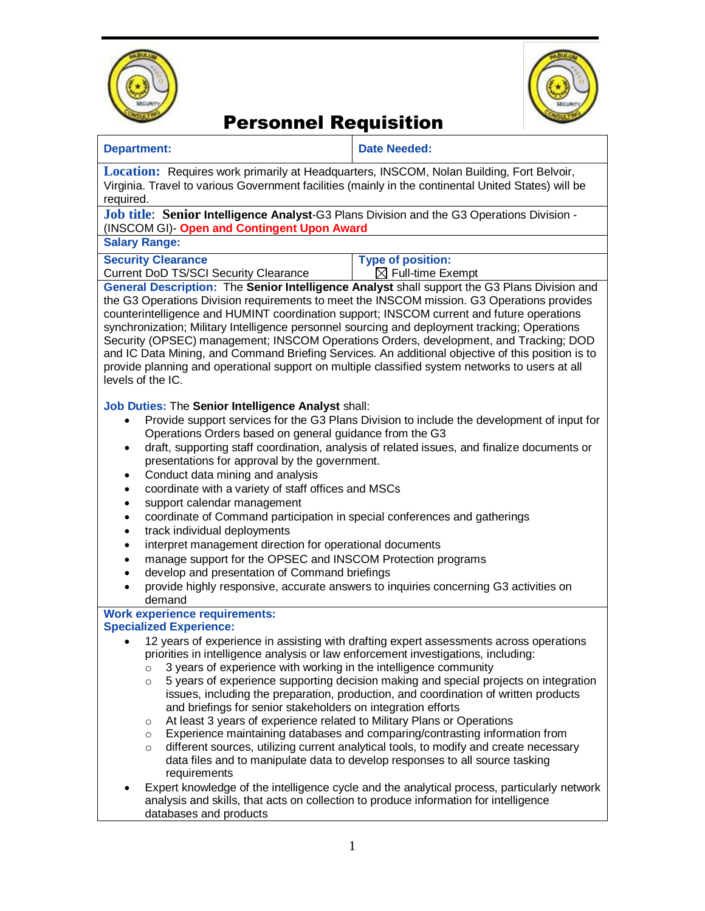# Personnel Requisition

| Department: | Date Needed: |
|---|---|

**Location:** Requires work primarily at Headquarters, INSCOM, Nolan Building, Fort Belvoir, Virginia. Travel to various Government facilities (mainly in the continental United States) will be required.

**Job title:** **Senior Intelligence Analyst**-G3 Plans Division and the G3 Operations Division - (INSCOM GI)- **Open and Contingent Upon Award**

**Salary Range:**

| Security Clearance | Type of position: |
|---|---|
| Current DoD TS/SCI Security Clearance | ☒ Full-time Exempt |

**General Description:** The **Senior Intelligence Analyst** shall support the G3 Plans Division and the G3 Operations Division requirements to meet the INSCOM mission. G3 Operations provides counterintelligence and HUMINT coordination support; INSCOM current and future operations synchronization; Military Intelligence personnel sourcing and deployment tracking; Operations Security (OPSEC) management; INSCOM Operations Orders, development, and Tracking; DOD and IC Data Mining, and Command Briefing Services. An additional objective of this position is to provide planning and operational support on multiple classified system networks to users at all levels of the IC.

**Job Duties:** The **Senior Intelligence Analyst** shall:

- Provide support services for the G3 Plans Division to include the development of input for Operations Orders based on general guidance from the G3
- draft, supporting staff coordination, analysis of related issues, and finalize documents or presentations for approval by the government.
- Conduct data mining and analysis
- coordinate with a variety of staff offices and MSCs
- support calendar management
- coordinate of Command participation in special conferences and gatherings
- track individual deployments
- interpret management direction for operational documents
- manage support for the OPSEC and INSCOM Protection programs
- develop and presentation of Command briefings
- provide highly responsive, accurate answers to inquiries concerning G3 activities on demand

**Work experience requirements:**
**Specialized Experience:**

- 12 years of experience in assisting with drafting expert assessments across operations priorities in intelligence analysis or law enforcement investigations, including:
  - 3 years of experience with working in the intelligence community
  - 5 years of experience supporting decision making and special projects on integration issues, including the preparation, production, and coordination of written products and briefings for senior stakeholders on integration efforts
  - At least 3 years of experience related to Military Plans or Operations
  - Experience maintaining databases and comparing/contrasting information from
  - different sources, utilizing current analytical tools, to modify and create necessary data files and to manipulate data to develop responses to all source tasking requirements
- Expert knowledge of the intelligence cycle and the analytical process, particularly network analysis and skills, that acts on collection to produce information for intelligence databases and products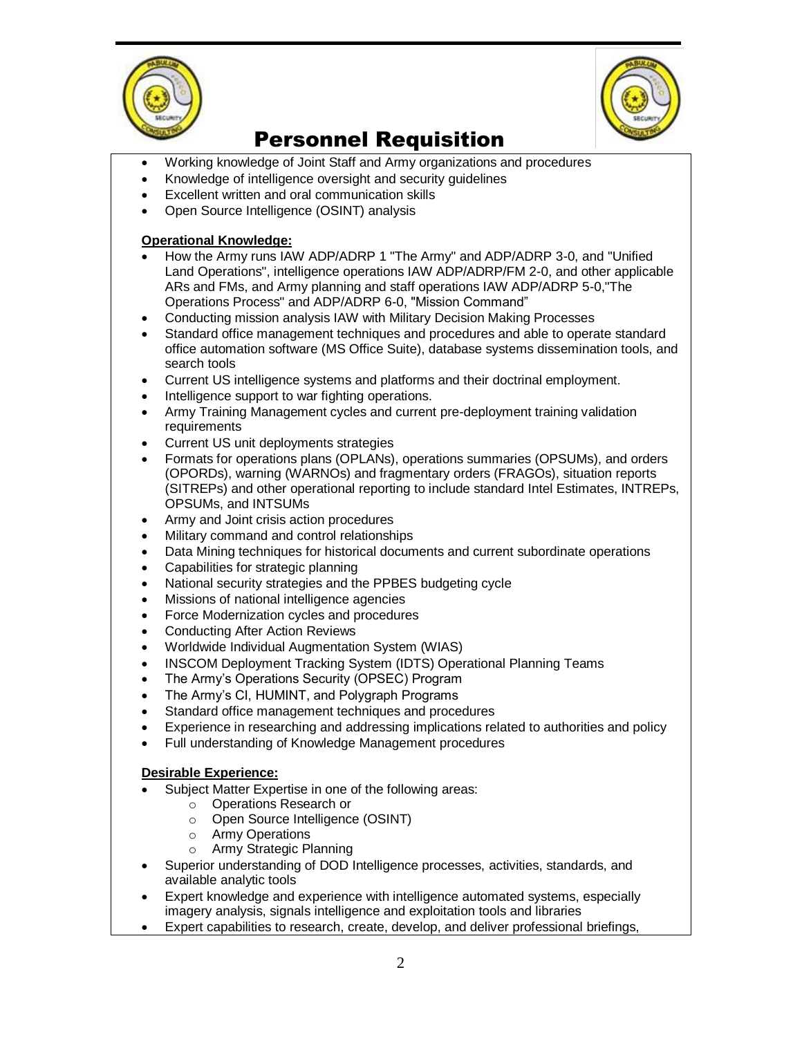# Personnel Requisition

- Working knowledge of Joint Staff and Army organizations and procedures
- Knowledge of intelligence oversight and security guidelines
- Excellent written and oral communication skills
- Open Source Intelligence (OSINT) analysis

**Operational Knowledge:**

- How the Army runs IAW ADP/ADRP 1 "The Army" and ADP/ADRP 3-0, and "Unified Land Operations", intelligence operations IAW ADP/ADRP/FM 2-0, and other applicable ARs and FMs, and Army planning and staff operations IAW ADP/ADRP 5-0,"The Operations Process" and ADP/ADRP 6-0, "Mission Command"
- Conducting mission analysis IAW with Military Decision Making Processes
- Standard office management techniques and procedures and able to operate standard office automation software (MS Office Suite), database systems dissemination tools, and search tools
- Current US intelligence systems and platforms and their doctrinal employment.
- Intelligence support to war fighting operations.
- Army Training Management cycles and current pre-deployment training validation requirements
- Current US unit deployments strategies
- Formats for operations plans (OPLANs), operations summaries (OPSUMs), and orders (OPORDs), warning (WARNOs) and fragmentary orders (FRAGOs), situation reports (SITREPs) and other operational reporting to include standard Intel Estimates, INTREPs, OPSUMs, and INTSUMs
- Army and Joint crisis action procedures
- Military command and control relationships
- Data Mining techniques for historical documents and current subordinate operations
- Capabilities for strategic planning
- National security strategies and the PPBES budgeting cycle
- Missions of national intelligence agencies
- Force Modernization cycles and procedures
- Conducting After Action Reviews
- Worldwide Individual Augmentation System (WIAS)
- INSCOM Deployment Tracking System (IDTS) Operational Planning Teams
- The Army's Operations Security (OPSEC) Program
- The Army's CI, HUMINT, and Polygraph Programs
- Standard office management techniques and procedures
- Experience in researching and addressing implications related to authorities and policy
- Full understanding of Knowledge Management procedures

**Desirable Experience:**

- Subject Matter Expertise in one of the following areas:
  - Operations Research or
  - Open Source Intelligence (OSINT)
  - Army Operations
  - Army Strategic Planning
- Superior understanding of DOD Intelligence processes, activities, standards, and available analytic tools
- Expert knowledge and experience with intelligence automated systems, especially imagery analysis, signals intelligence and exploitation tools and libraries
- Expert capabilities to research, create, develop, and deliver professional briefings,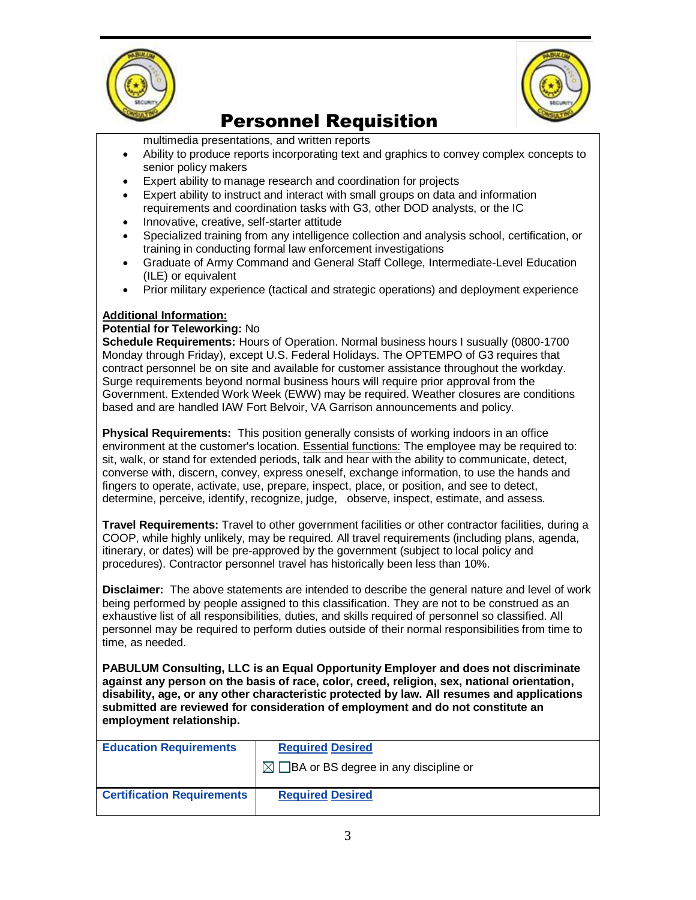# Personnel Requisition

multimedia presentations, and written reports

- Ability to produce reports incorporating text and graphics to convey complex concepts to senior policy makers
- Expert ability to manage research and coordination for projects
- Expert ability to instruct and interact with small groups on data and information requirements and coordination tasks with G3, other DOD analysts, or the IC
- Innovative, creative, self-starter attitude
- Specialized training from any intelligence collection and analysis school, certification, or training in conducting formal law enforcement investigations
- Graduate of Army Command and General Staff College, Intermediate-Level Education (ILE) or equivalent
- Prior military experience (tactical and strategic operations) and deployment experience

**Additional Information:**

**Potential for Teleworking:** No

**Schedule Requirements:** Hours of Operation. Normal business hours I susually (0800-1700 Monday through Friday), except U.S. Federal Holidays. The OPTEMPO of G3 requires that contract personnel be on site and available for customer assistance throughout the workday. Surge requirements beyond normal business hours will require prior approval from the Government. Extended Work Week (EWW) may be required. Weather closures are conditions based and are handled IAW Fort Belvoir, VA Garrison announcements and policy.

**Physical Requirements:** This position generally consists of working indoors in an office environment at the customer's location. Essential functions: The employee may be required to: sit, walk, or stand for extended periods, talk and hear with the ability to communicate, detect, converse with, discern, convey, express oneself, exchange information, to use the hands and fingers to operate, activate, use, prepare, inspect, place, or position, and see to detect, determine, perceive, identify, recognize, judge, observe, inspect, estimate, and assess.

**Travel Requirements:** Travel to other government facilities or other contractor facilities, during a COOP, while highly unlikely, may be required. All travel requirements (including plans, agenda, itinerary, or dates) will be pre-approved by the government (subject to local policy and procedures). Contractor personnel travel has historically been less than 10%.

**Disclaimer:** The above statements are intended to describe the general nature and level of work being performed by people assigned to this classification. They are not to be construed as an exhaustive list of all responsibilities, duties, and skills required of personnel so classified. All personnel may be required to perform duties outside of their normal responsibilities from time to time, as needed.

**PABULUM Consulting, LLC is an Equal Opportunity Employer and does not discriminate against any person on the basis of race, color, creed, religion, sex, national orientation, disability, age, or any other characteristic protected by law. All resumes and applications submitted are reviewed for consideration of employment and do not constitute an employment relationship.**

| Education Requirements | Required Desired<br>☒ ☐ BA or BS degree in any discipline or |
|---|---|
| Certification Requirements | Required Desired |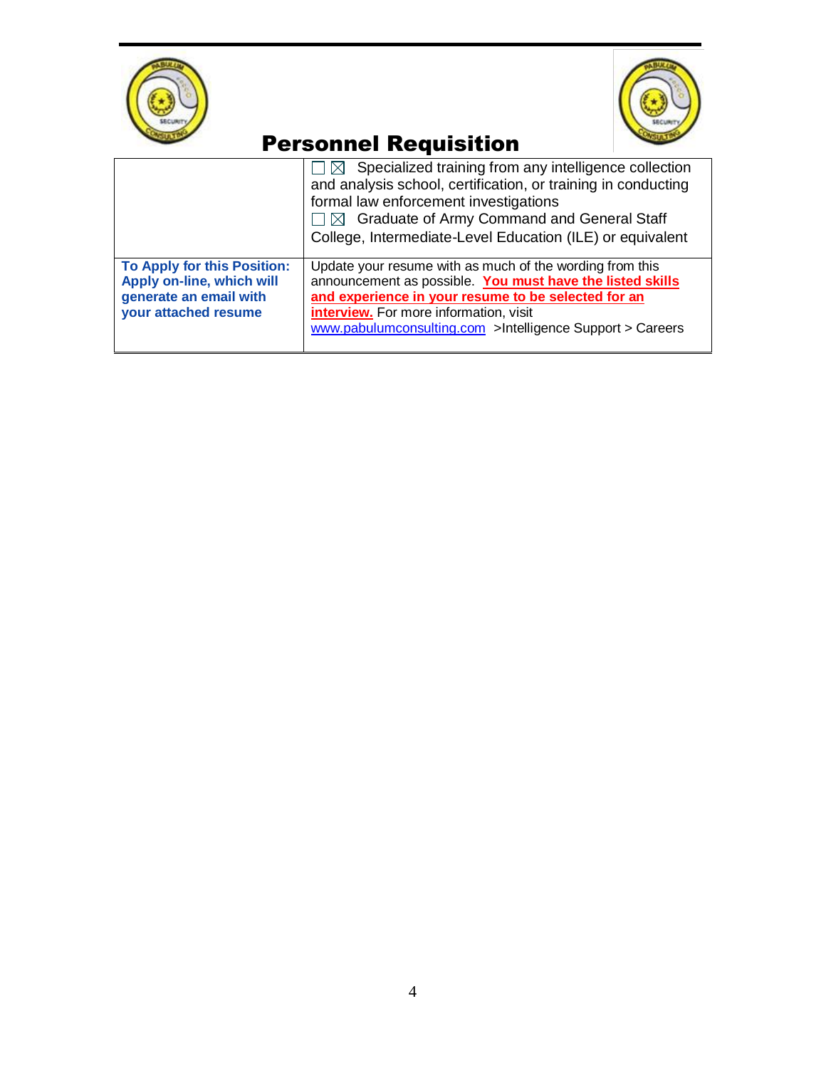# Personnel Requisition

| | |
|---|---|
| | ☐ ☒ Specialized training from any intelligence collection and analysis school, certification, or training in conducting formal law enforcement investigations<br>☐ ☒ Graduate of Army Command and General Staff College, Intermediate-Level Education (ILE) or equivalent |
| **To Apply for this Position: Apply on-line, which will generate an email with your attached resume** | Update your resume with as much of the wording from this announcement as possible. **You must have the listed skills and experience in your resume to be selected for an interview.** For more information, visit www.pabulumconsulting.com >Intelligence Support > Careers |